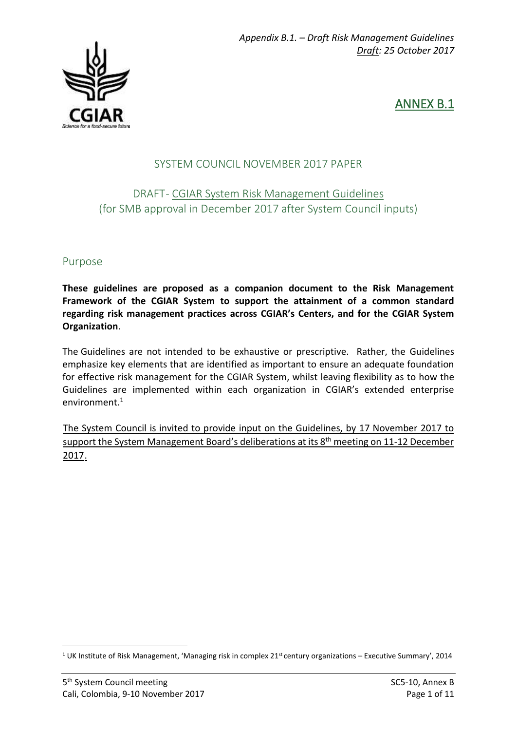*Appendix B.1. – Draft Risk Management Guidelines*
*Draft: 25 October 2017*

ANNEX B.1

## SYSTEM COUNCIL NOVEMBER 2017 PAPER

## DRAFT- CGIAR System Risk Management Guidelines (for SMB approval in December 2017 after System Council inputs)

### Purpose

**These guidelines are proposed as a companion document to the Risk Management Framework of the CGIAR System to support the attainment of a common standard regarding risk management practices across CGIAR's Centers, and for the CGIAR System Organization**.

The Guidelines are not intended to be exhaustive or prescriptive. Rather, the Guidelines emphasize key elements that are identified as important to ensure an adequate foundation for effective risk management for the CGIAR System, whilst leaving flexibility as to how the Guidelines are implemented within each organization in CGIAR's extended enterprise environment.[1]

The System Council is invited to provide input on the Guidelines, by 17 November 2017 to support the System Management Board's deliberations at its 8th meeting on 11-12 December 2017.

---

[1] UK Institute of Risk Management, 'Managing risk in complex 21st century organizations – Executive Summary', 2014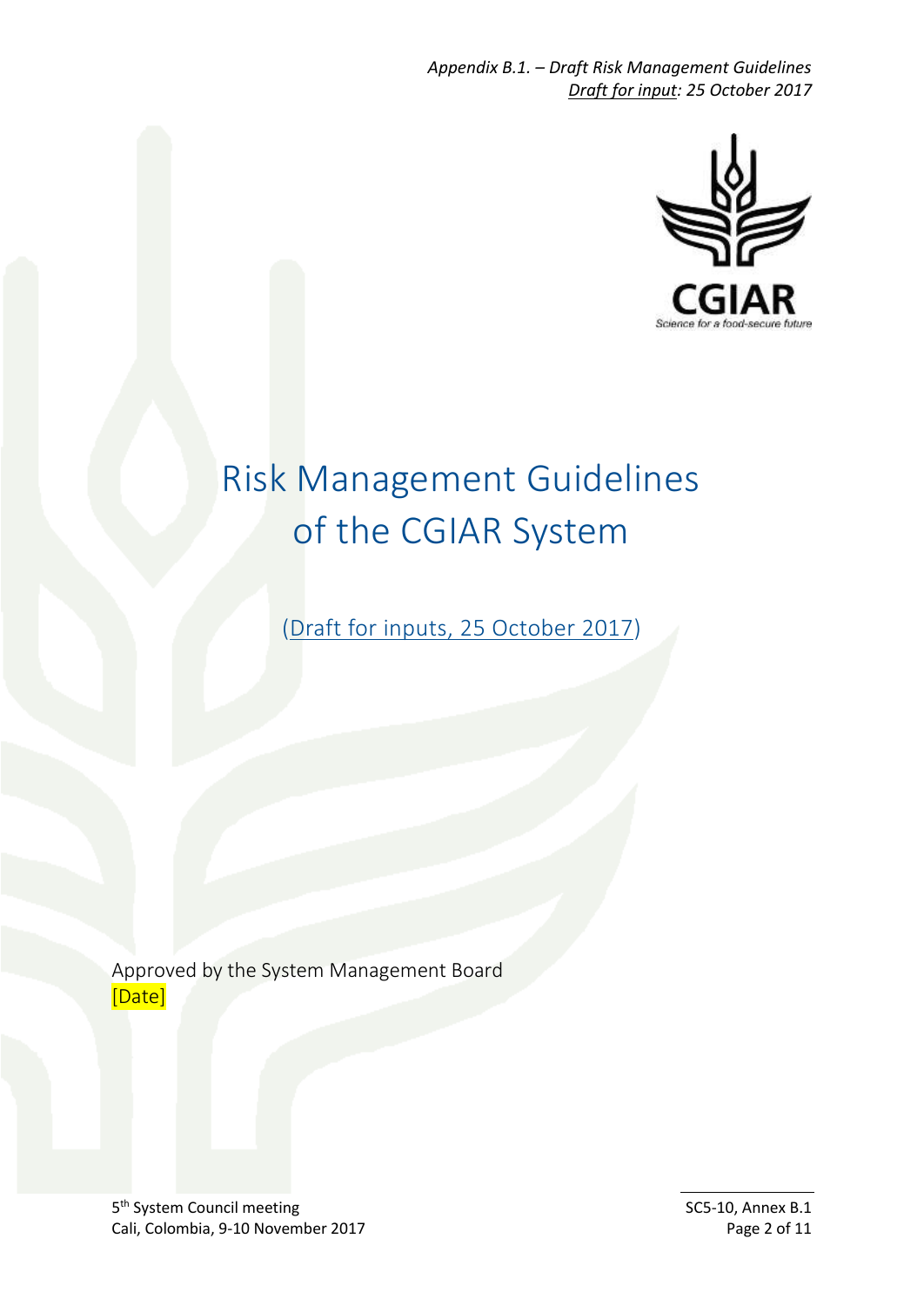# Risk Management Guidelines of the CGIAR System

(Draft for inputs, 25 October 2017)

Approved by the System Management Board

[Date]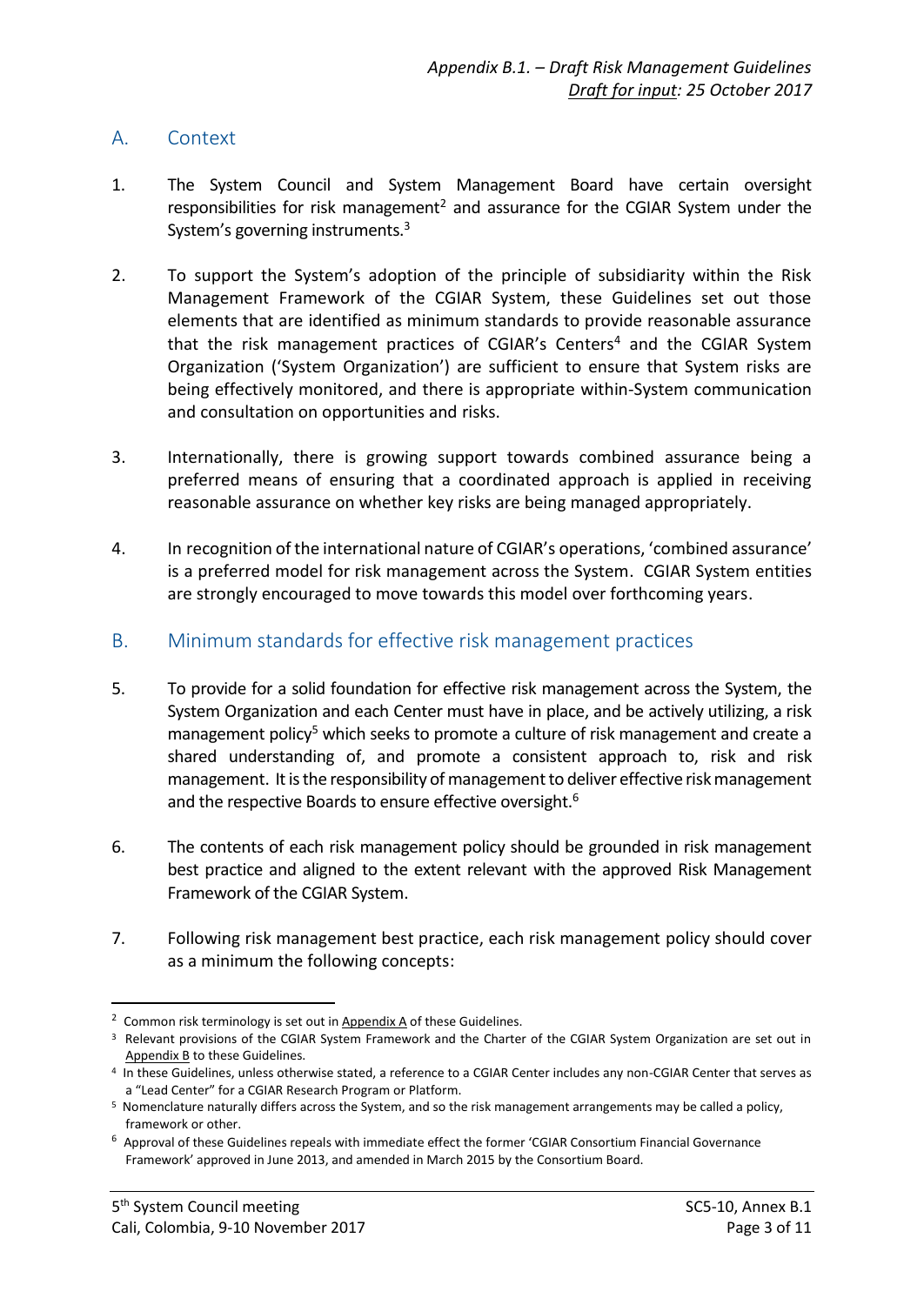## A. Context

1. The System Council and System Management Board have certain oversight responsibilities for risk management[2] and assurance for the CGIAR System under the System's governing instruments.[3]

2. To support the System's adoption of the principle of subsidiarity within the Risk Management Framework of the CGIAR System, these Guidelines set out those elements that are identified as minimum standards to provide reasonable assurance that the risk management practices of CGIAR's Centers[4] and the CGIAR System Organization ('System Organization') are sufficient to ensure that System risks are being effectively monitored, and there is appropriate within-System communication and consultation on opportunities and risks.

3. Internationally, there is growing support towards combined assurance being a preferred means of ensuring that a coordinated approach is applied in receiving reasonable assurance on whether key risks are being managed appropriately.

4. In recognition of the international nature of CGIAR's operations, 'combined assurance' is a preferred model for risk management across the System. CGIAR System entities are strongly encouraged to move towards this model over forthcoming years.

## B. Minimum standards for effective risk management practices

5. To provide for a solid foundation for effective risk management across the System, the System Organization and each Center must have in place, and be actively utilizing, a risk management policy[5] which seeks to promote a culture of risk management and create a shared understanding of, and promote a consistent approach to, risk and risk management. It is the responsibility of management to deliver effective risk management and the respective Boards to ensure effective oversight.[6]

6. The contents of each risk management policy should be grounded in risk management best practice and aligned to the extent relevant with the approved Risk Management Framework of the CGIAR System.

7. Following risk management best practice, each risk management policy should cover as a minimum the following concepts:

---

[2] Common risk terminology is set out in Appendix A of these Guidelines.

[3] Relevant provisions of the CGIAR System Framework and the Charter of the CGIAR System Organization are set out in Appendix B to these Guidelines.

[4] In these Guidelines, unless otherwise stated, a reference to a CGIAR Center includes any non-CGIAR Center that serves as a "Lead Center" for a CGIAR Research Program or Platform.

[5] Nomenclature naturally differs across the System, and so the risk management arrangements may be called a policy, framework or other.

[6] Approval of these Guidelines repeals with immediate effect the former 'CGIAR Consortium Financial Governance Framework' approved in June 2013, and amended in March 2015 by the Consortium Board.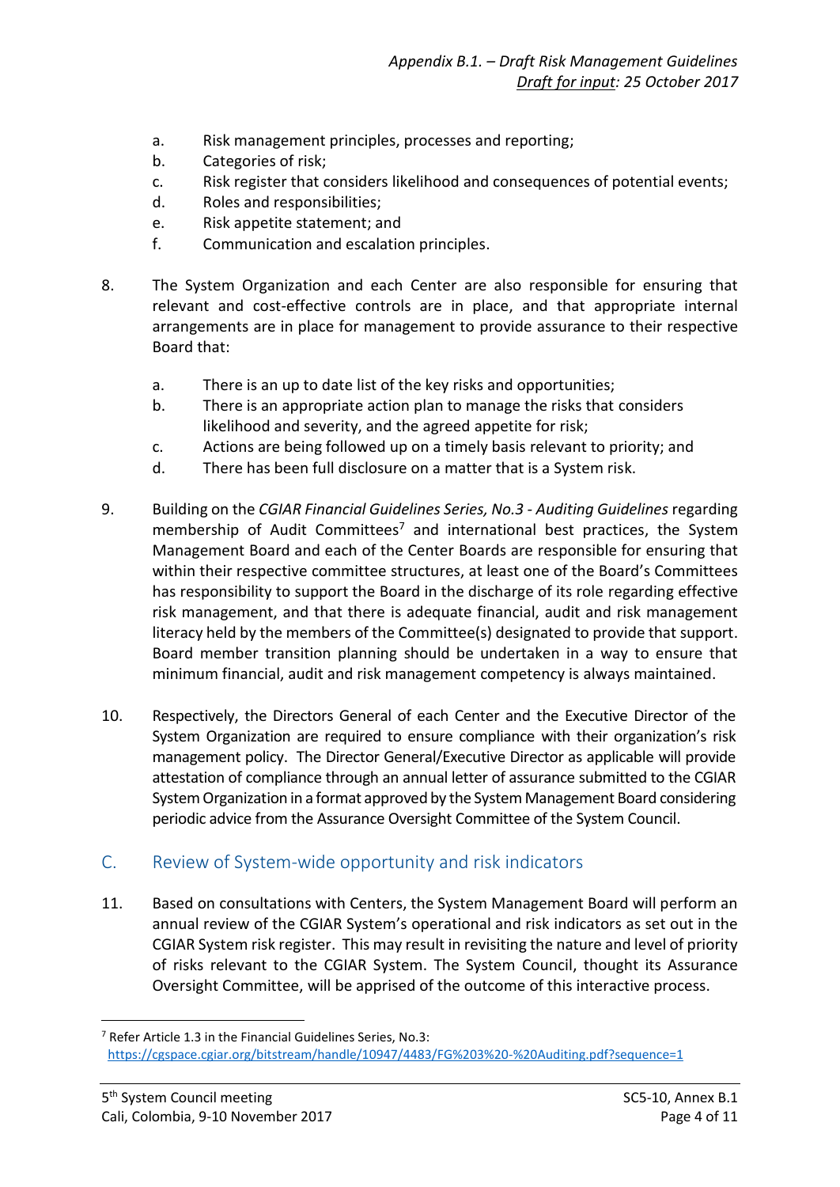a. Risk management principles, processes and reporting;
b. Categories of risk;
c. Risk register that considers likelihood and consequences of potential events;
d. Roles and responsibilities;
e. Risk appetite statement; and
f. Communication and escalation principles.

8. The System Organization and each Center are also responsible for ensuring that relevant and cost-effective controls are in place, and that appropriate internal arrangements are in place for management to provide assurance to their respective Board that:

   a. There is an up to date list of the key risks and opportunities;
   b. There is an appropriate action plan to manage the risks that considers likelihood and severity, and the agreed appetite for risk;
   c. Actions are being followed up on a timely basis relevant to priority; and
   d. There has been full disclosure on a matter that is a System risk.

9. Building on the *CGIAR Financial Guidelines Series, No.3 - Auditing Guidelines* regarding membership of Audit Committees[7] and international best practices, the System Management Board and each of the Center Boards are responsible for ensuring that within their respective committee structures, at least one of the Board's Committees has responsibility to support the Board in the discharge of its role regarding effective risk management, and that there is adequate financial, audit and risk management literacy held by the members of the Committee(s) designated to provide that support. Board member transition planning should be undertaken in a way to ensure that minimum financial, audit and risk management competency is always maintained.

10. Respectively, the Directors General of each Center and the Executive Director of the System Organization are required to ensure compliance with their organization's risk management policy. The Director General/Executive Director as applicable will provide attestation of compliance through an annual letter of assurance submitted to the CGIAR System Organization in a format approved by the System Management Board considering periodic advice from the Assurance Oversight Committee of the System Council.

## C. Review of System-wide opportunity and risk indicators

11. Based on consultations with Centers, the System Management Board will perform an annual review of the CGIAR System's operational and risk indicators as set out in the CGIAR System risk register. This may result in revisiting the nature and level of priority of risks relevant to the CGIAR System. The System Council, thought its Assurance Oversight Committee, will be apprised of the outcome of this interactive process.

---

[7] Refer Article 1.3 in the Financial Guidelines Series, No.3: https://cgspace.cgiar.org/bitstream/handle/10947/4483/FG%203%20-%20Auditing.pdf?sequence=1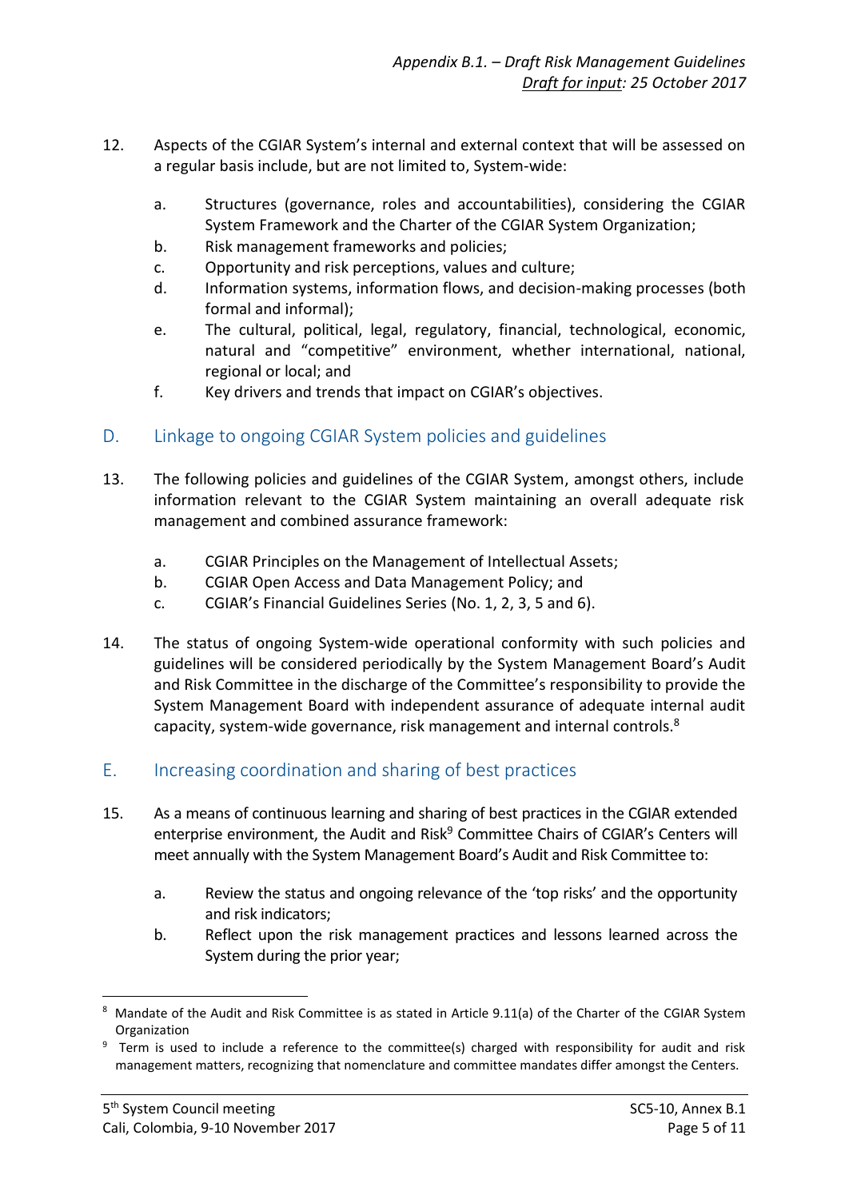12. Aspects of the CGIAR System's internal and external context that will be assessed on a regular basis include, but are not limited to, System-wide:

    a. Structures (governance, roles and accountabilities), considering the CGIAR System Framework and the Charter of the CGIAR System Organization;
    b. Risk management frameworks and policies;
    c. Opportunity and risk perceptions, values and culture;
    d. Information systems, information flows, and decision-making processes (both formal and informal);
    e. The cultural, political, legal, regulatory, financial, technological, economic, natural and "competitive" environment, whether international, national, regional or local; and
    f. Key drivers and trends that impact on CGIAR's objectives.

## D. Linkage to ongoing CGIAR System policies and guidelines

13. The following policies and guidelines of the CGIAR System, amongst others, include information relevant to the CGIAR System maintaining an overall adequate risk management and combined assurance framework:

    a. CGIAR Principles on the Management of Intellectual Assets;
    b. CGIAR Open Access and Data Management Policy; and
    c. CGIAR's Financial Guidelines Series (No. 1, 2, 3, 5 and 6).

14. The status of ongoing System-wide operational conformity with such policies and guidelines will be considered periodically by the System Management Board's Audit and Risk Committee in the discharge of the Committee's responsibility to provide the System Management Board with independent assurance of adequate internal audit capacity, system-wide governance, risk management and internal controls.[8]

## E. Increasing coordination and sharing of best practices

15. As a means of continuous learning and sharing of best practices in the CGIAR extended enterprise environment, the Audit and Risk[9] Committee Chairs of CGIAR's Centers will meet annually with the System Management Board's Audit and Risk Committee to:

    a. Review the status and ongoing relevance of the 'top risks' and the opportunity and risk indicators;
    b. Reflect upon the risk management practices and lessons learned across the System during the prior year;

---

[8] Mandate of the Audit and Risk Committee is as stated in Article 9.11(a) of the Charter of the CGIAR System Organization

[9] Term is used to include a reference to the committee(s) charged with responsibility for audit and risk management matters, recognizing that nomenclature and committee mandates differ amongst the Centers.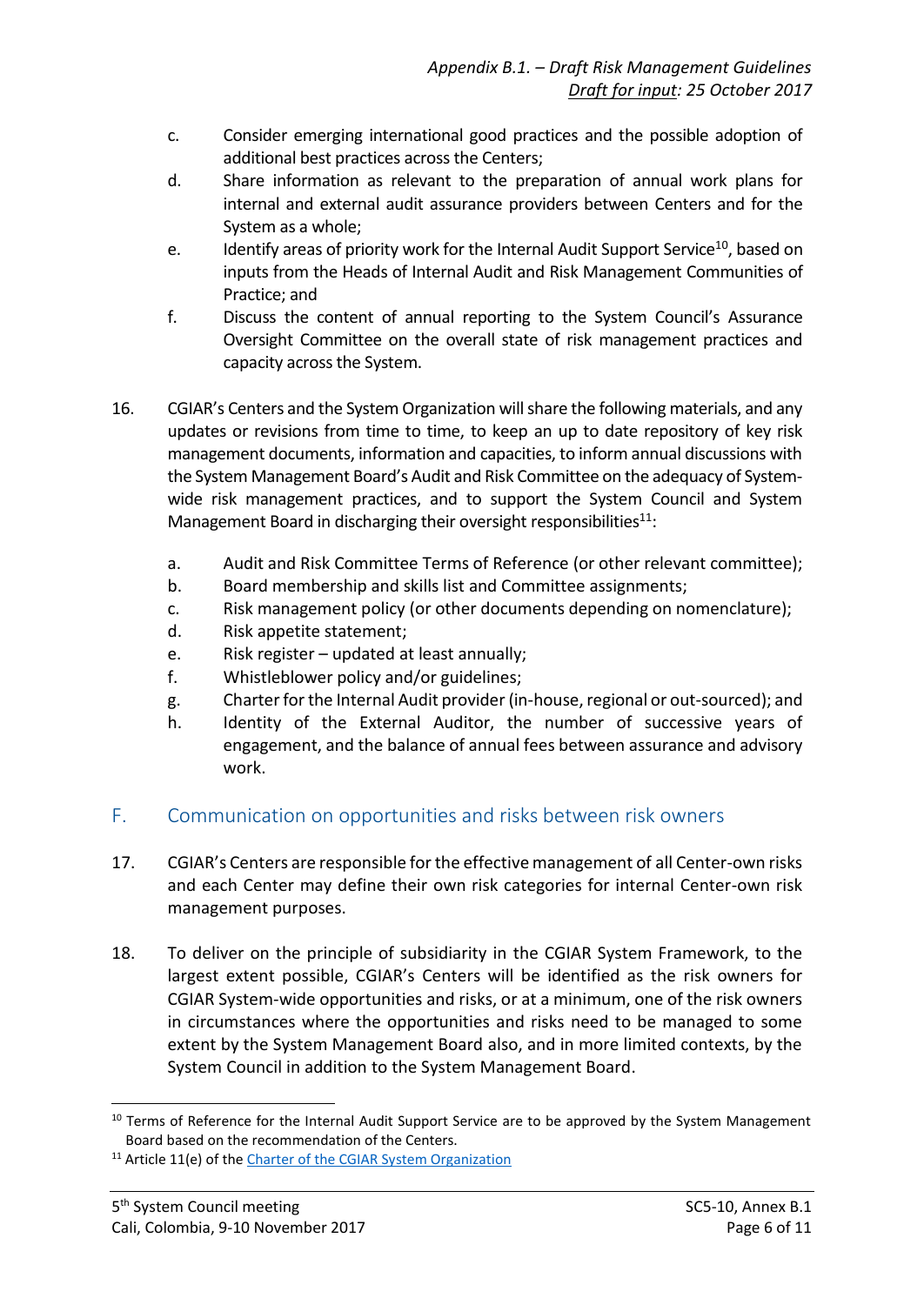c. Consider emerging international good practices and the possible adoption of additional best practices across the Centers;

d. Share information as relevant to the preparation of annual work plans for internal and external audit assurance providers between Centers and for the System as a whole;

e. Identify areas of priority work for the Internal Audit Support Service[10], based on inputs from the Heads of Internal Audit and Risk Management Communities of Practice; and

f. Discuss the content of annual reporting to the System Council's Assurance Oversight Committee on the overall state of risk management practices and capacity across the System.

16. CGIAR's Centers and the System Organization will share the following materials, and any updates or revisions from time to time, to keep an up to date repository of key risk management documents, information and capacities, to inform annual discussions with the System Management Board's Audit and Risk Committee on the adequacy of System-wide risk management practices, and to support the System Council and System Management Board in discharging their oversight responsibilities[11]:

    a. Audit and Risk Committee Terms of Reference (or other relevant committee);
    b. Board membership and skills list and Committee assignments;
    c. Risk management policy (or other documents depending on nomenclature);
    d. Risk appetite statement;
    e. Risk register – updated at least annually;
    f. Whistleblower policy and/or guidelines;
    g. Charter for the Internal Audit provider (in-house, regional or out-sourced); and
    h. Identity of the External Auditor, the number of successive years of engagement, and the balance of annual fees between assurance and advisory work.

## F. Communication on opportunities and risks between risk owners

17. CGIAR's Centers are responsible for the effective management of all Center-own risks and each Center may define their own risk categories for internal Center-own risk management purposes.

18. To deliver on the principle of subsidiarity in the CGIAR System Framework, to the largest extent possible, CGIAR's Centers will be identified as the risk owners for CGIAR System-wide opportunities and risks, or at a minimum, one of the risk owners in circumstances where the opportunities and risks need to be managed to some extent by the System Management Board also, and in more limited contexts, by the System Council in addition to the System Management Board.

---

[10] Terms of Reference for the Internal Audit Support Service are to be approved by the System Management Board based on the recommendation of the Centers.

[11] Article 11(e) of the Charter of the CGIAR System Organization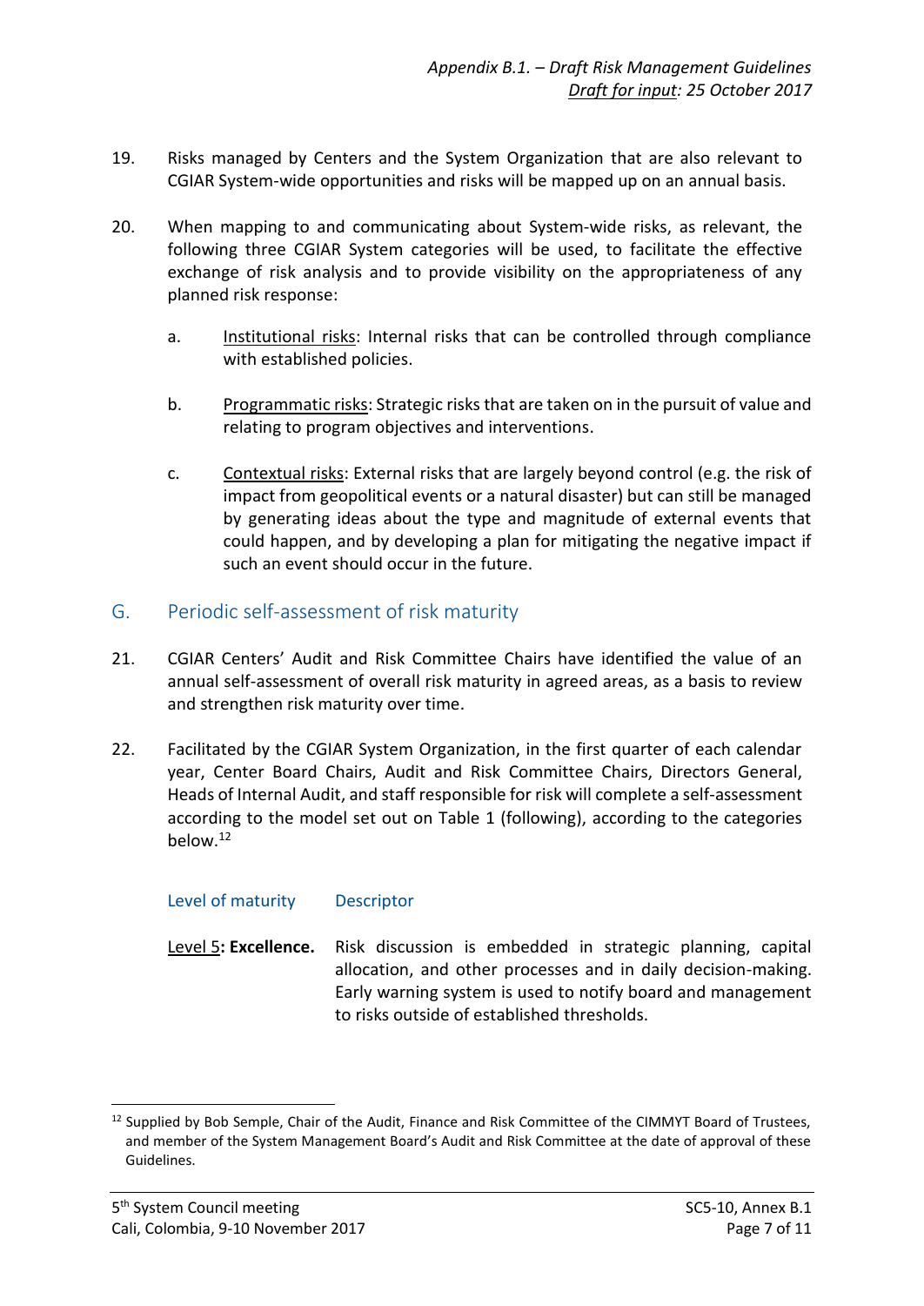19. Risks managed by Centers and the System Organization that are also relevant to CGIAR System-wide opportunities and risks will be mapped up on an annual basis.

20. When mapping to and communicating about System-wide risks, as relevant, the following three CGIAR System categories will be used, to facilitate the effective exchange of risk analysis and to provide visibility on the appropriateness of any planned risk response:

    a. Institutional risks: Internal risks that can be controlled through compliance with established policies.

    b. Programmatic risks: Strategic risks that are taken on in the pursuit of value and relating to program objectives and interventions.

    c. Contextual risks: External risks that are largely beyond control (e.g. the risk of impact from geopolitical events or a natural disaster) but can still be managed by generating ideas about the type and magnitude of external events that could happen, and by developing a plan for mitigating the negative impact if such an event should occur in the future.

## G. Periodic self-assessment of risk maturity

21. CGIAR Centers' Audit and Risk Committee Chairs have identified the value of an annual self-assessment of overall risk maturity in agreed areas, as a basis to review and strengthen risk maturity over time.

22. Facilitated by the CGIAR System Organization, in the first quarter of each calendar year, Center Board Chairs, Audit and Risk Committee Chairs, Directors General, Heads of Internal Audit, and staff responsible for risk will complete a self-assessment according to the model set out on Table 1 (following), according to the categories below.[12]

| Level of maturity | Descriptor |
|---|---|
| Level 5**: Excellence.** | Risk discussion is embedded in strategic planning, capital allocation, and other processes and in daily decision-making. Early warning system is used to notify board and management to risks outside of established thresholds. |

---

[12] Supplied by Bob Semple, Chair of the Audit, Finance and Risk Committee of the CIMMYT Board of Trustees, and member of the System Management Board's Audit and Risk Committee at the date of approval of these Guidelines.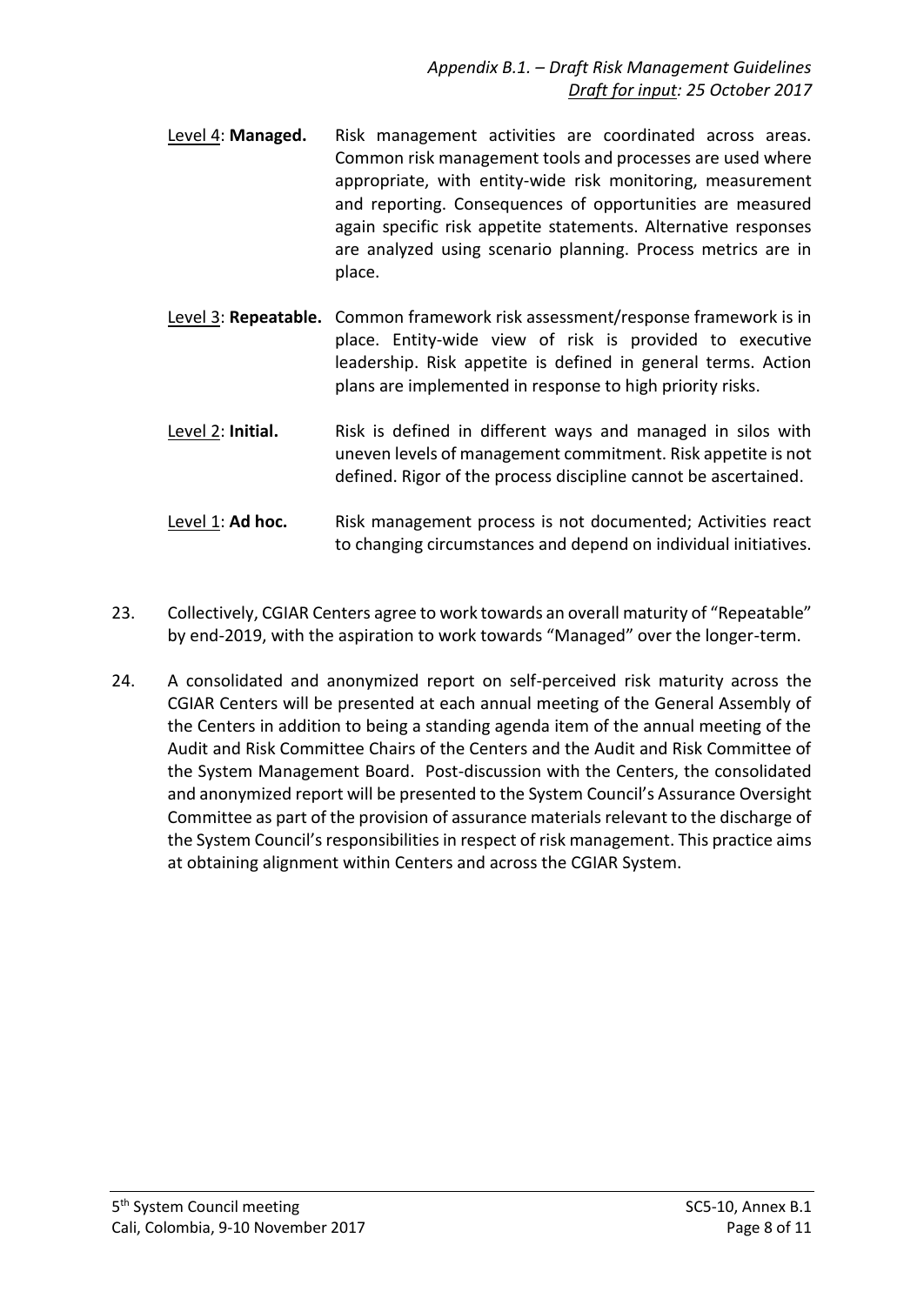Level 4: **Managed.** Risk management activities are coordinated across areas. Common risk management tools and processes are used where appropriate, with entity-wide risk monitoring, measurement and reporting. Consequences of opportunities are measured again specific risk appetite statements. Alternative responses are analyzed using scenario planning. Process metrics are in place.

Level 3: **Repeatable.** Common framework risk assessment/response framework is in place. Entity-wide view of risk is provided to executive leadership. Risk appetite is defined in general terms. Action plans are implemented in response to high priority risks.

Level 2: **Initial.** Risk is defined in different ways and managed in silos with uneven levels of management commitment. Risk appetite is not defined. Rigor of the process discipline cannot be ascertained.

Level 1: **Ad hoc.** Risk management process is not documented; Activities react to changing circumstances and depend on individual initiatives.

23. Collectively, CGIAR Centers agree to work towards an overall maturity of "Repeatable" by end-2019, with the aspiration to work towards "Managed" over the longer-term.

24. A consolidated and anonymized report on self-perceived risk maturity across the CGIAR Centers will be presented at each annual meeting of the General Assembly of the Centers in addition to being a standing agenda item of the annual meeting of the Audit and Risk Committee Chairs of the Centers and the Audit and Risk Committee of the System Management Board. Post-discussion with the Centers, the consolidated and anonymized report will be presented to the System Council's Assurance Oversight Committee as part of the provision of assurance materials relevant to the discharge of the System Council's responsibilities in respect of risk management. This practice aims at obtaining alignment within Centers and across the CGIAR System.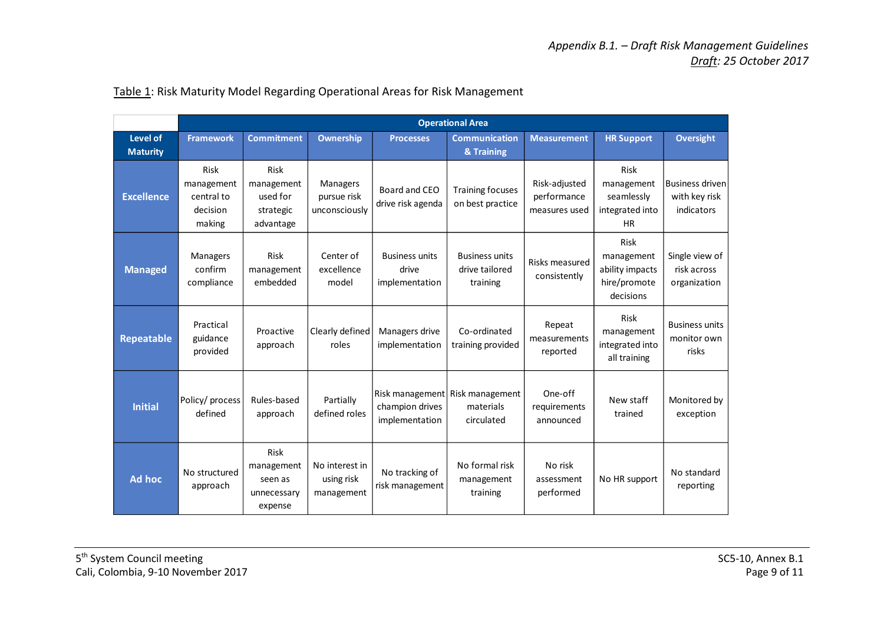Table 1: Risk Maturity Model Regarding Operational Areas for Risk Management

| | Operational Area | | | | | | | |
|---|---|---|---|---|---|---|---|---|
| **Level of Maturity** | **Framework** | **Commitment** | **Ownership** | **Processes** | **Communication & Training** | **Measurement** | **HR Support** | **Oversight** |
| **Excellence** | Risk management central to decision making | Risk management used for strategic advantage | Managers pursue risk unconsciously | Board and CEO drive risk agenda | Training focuses on best practice | Risk-adjusted performance measures used | Risk management seamlessly integrated into HR | Business driven with key risk indicators |
| **Managed** | Managers confirm compliance | Risk management embedded | Center of excellence model | Business units drive implementation | Business units drive tailored training | Risks measured consistently | Risk management ability impacts hire/promote decisions | Single view of risk across organization |
| **Repeatable** | Practical guidance provided | Proactive approach | Clearly defined roles | Managers drive implementation | Co-ordinated training provided | Repeat measurements reported | Risk management integrated into all training | Business units monitor own risks |
| **Initial** | Policy/ process defined | Rules-based approach | Partially defined roles | Risk management champion drives implementation | Risk management materials circulated | One-off requirements announced | New staff trained | Monitored by exception |
| **Ad hoc** | No structured approach | Risk management seen as unnecessary expense | No interest in using risk management | No tracking of risk management | No formal risk management training | No risk assessment performed | No HR support | No standard reporting |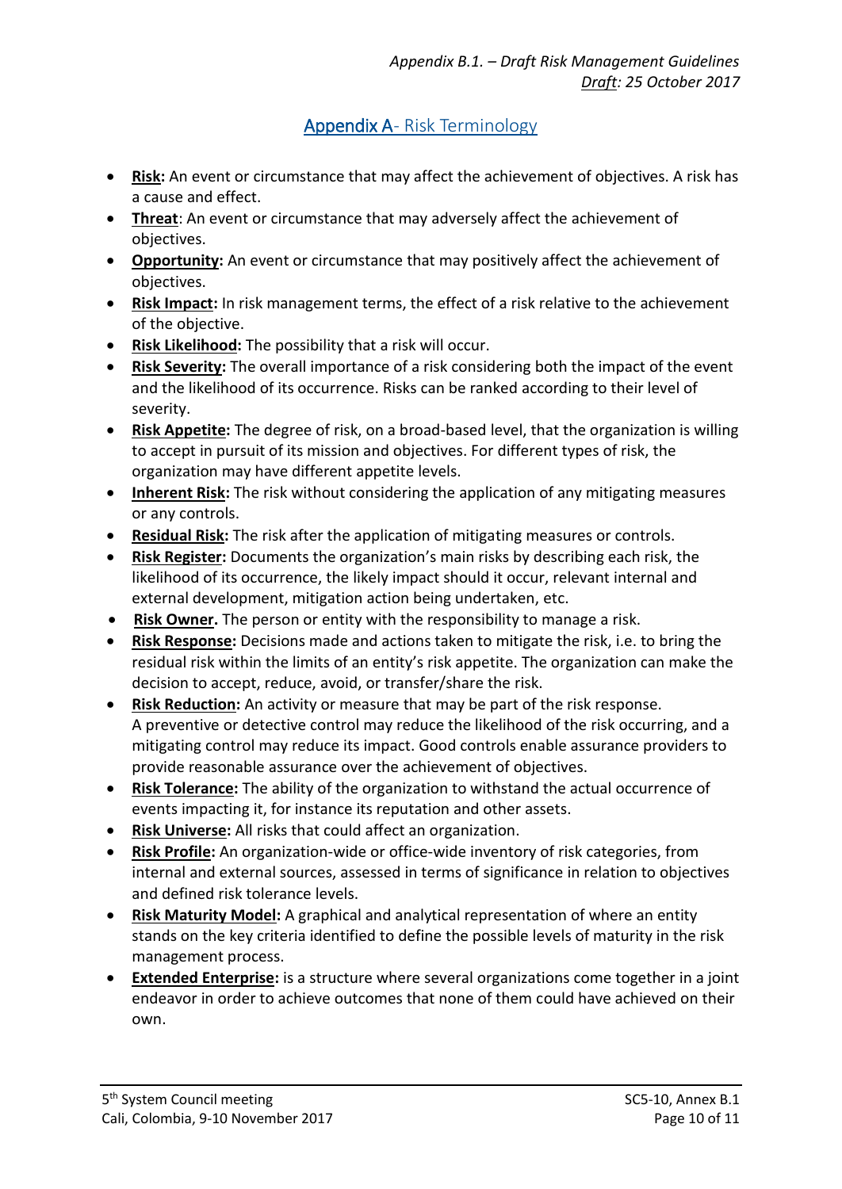## Appendix A- Risk Terminology

- **Risk:** An event or circumstance that may affect the achievement of objectives. A risk has a cause and effect.
- **Threat**: An event or circumstance that may adversely affect the achievement of objectives.
- **Opportunity:** An event or circumstance that may positively affect the achievement of objectives.
- **Risk Impact:** In risk management terms, the effect of a risk relative to the achievement of the objective.
- **Risk Likelihood:** The possibility that a risk will occur.
- **Risk Severity:** The overall importance of a risk considering both the impact of the event and the likelihood of its occurrence. Risks can be ranked according to their level of severity.
- **Risk Appetite:** The degree of risk, on a broad-based level, that the organization is willing to accept in pursuit of its mission and objectives. For different types of risk, the organization may have different appetite levels.
- **Inherent Risk:** The risk without considering the application of any mitigating measures or any controls.
- **Residual Risk:** The risk after the application of mitigating measures or controls.
- **Risk Register:** Documents the organization's main risks by describing each risk, the likelihood of its occurrence, the likely impact should it occur, relevant internal and external development, mitigation action being undertaken, etc.
- **Risk Owner.** The person or entity with the responsibility to manage a risk.
- **Risk Response:** Decisions made and actions taken to mitigate the risk, i.e. to bring the residual risk within the limits of an entity's risk appetite. The organization can make the decision to accept, reduce, avoid, or transfer/share the risk.
- **Risk Reduction:** An activity or measure that may be part of the risk response. A preventive or detective control may reduce the likelihood of the risk occurring, and a mitigating control may reduce its impact. Good controls enable assurance providers to provide reasonable assurance over the achievement of objectives.
- **Risk Tolerance:** The ability of the organization to withstand the actual occurrence of events impacting it, for instance its reputation and other assets.
- **Risk Universe:** All risks that could affect an organization.
- **Risk Profile:** An organization-wide or office-wide inventory of risk categories, from internal and external sources, assessed in terms of significance in relation to objectives and defined risk tolerance levels.
- **Risk Maturity Model:** A graphical and analytical representation of where an entity stands on the key criteria identified to define the possible levels of maturity in the risk management process.
- **Extended Enterprise:** is a structure where several organizations come together in a joint endeavor in order to achieve outcomes that none of them could have achieved on their own.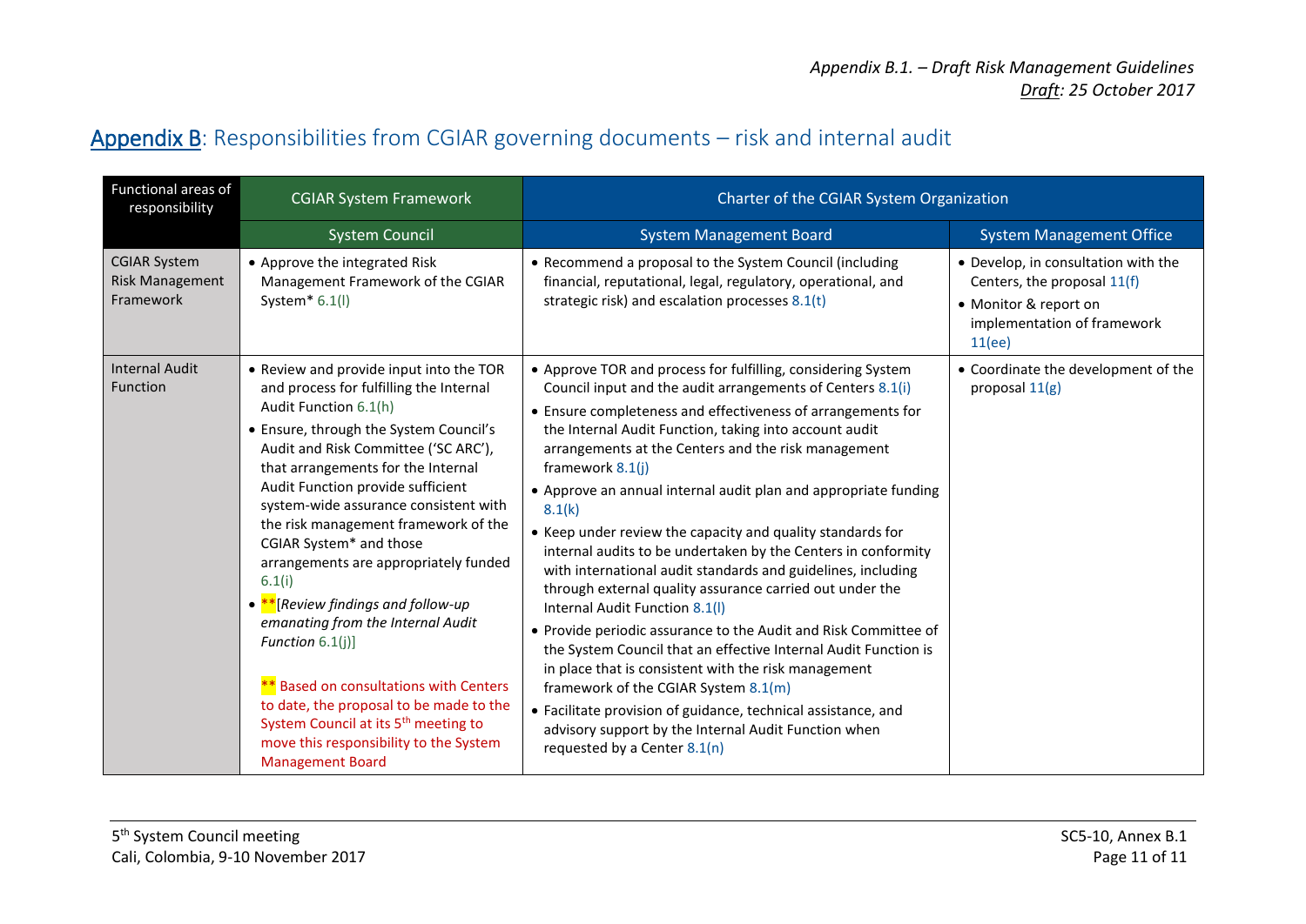## Appendix B: Responsibilities from CGIAR governing documents – risk and internal audit

| Functional areas of responsibility | CGIAR System Framework | Charter of the CGIAR System Organization | |
|---|---|---|---|
| | System Council | System Management Board | System Management Office |
| CGIAR System Risk Management Framework | • Approve the integrated Risk Management Framework of the CGIAR System* 6.1(l) | • Recommend a proposal to the System Council (including financial, reputational, legal, regulatory, operational, and strategic risk) and escalation processes 8.1(t) | • Develop, in consultation with the Centers, the proposal 11(f)<br>• Monitor & report on implementation of framework 11(ee) |
| Internal Audit Function | • Review and provide input into the TOR and process for fulfilling the Internal Audit Function 6.1(h)<br>• Ensure, through the System Council's Audit and Risk Committee ('SC ARC'), that arrangements for the Internal Audit Function provide sufficient system-wide assurance consistent with the risk management framework of the CGIAR System* and those arrangements are appropriately funded 6.1(i)<br>• **[*Review findings and follow-up emanating from the Internal Audit Function* 6.1(j)]<br><br>** Based on consultations with Centers to date, the proposal to be made to the System Council at its 5th meeting to move this responsibility to the System Management Board | • Approve TOR and process for fulfilling, considering System Council input and the audit arrangements of Centers 8.1(i)<br>• Ensure completeness and effectiveness of arrangements for the Internal Audit Function, taking into account audit arrangements at the Centers and the risk management framework 8.1(j)<br>• Approve an annual internal audit plan and appropriate funding 8.1(k)<br>• Keep under review the capacity and quality standards for internal audits to be undertaken by the Centers in conformity with international audit standards and guidelines, including through external quality assurance carried out under the Internal Audit Function 8.1(l)<br>• Provide periodic assurance to the Audit and Risk Committee of the System Council that an effective Internal Audit Function is in place that is consistent with the risk management framework of the CGIAR System 8.1(m)<br>• Facilitate provision of guidance, technical assistance, and advisory support by the Internal Audit Function when requested by a Center 8.1(n) | • Coordinate the development of the proposal 11(g) |